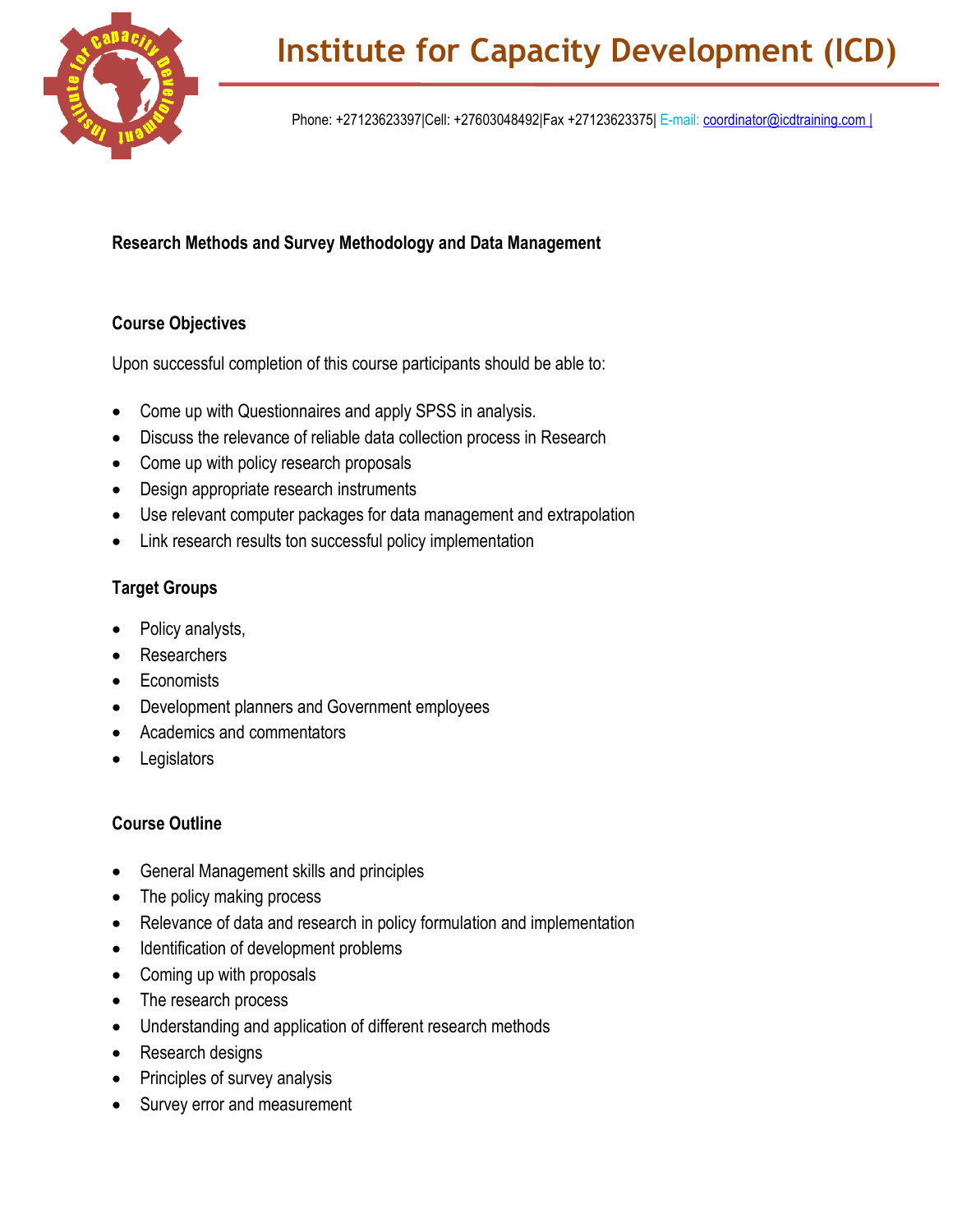# Institute for Capacity Development (ICD)

Phone: +27123623397|Cell: +27603048492|Fax +27123623375| E-mail: coordinator@icdtraining.com |

**Research Methods and Survey Methodology and Data Management**

## Course Objectives

Upon successful completion of this course participants should be able to:

- Come up with Questionnaires and apply SPSS in analysis.
- Discuss the relevance of reliable data collection process in Research
- Come up with policy research proposals
- Design appropriate research instruments
- Use relevant computer packages for data management and extrapolation
- Link research results ton successful policy implementation

## Target Groups

- Policy analysts,
- Researchers
- Economists
- Development planners and Government employees
- Academics and commentators
- Legislators

## Course Outline

- General Management skills and principles
- The policy making process
- Relevance of data and research in policy formulation and implementation
- Identification of development problems
- Coming up with proposals
- The research process
- Understanding and application of different research methods
- Research designs
- Principles of survey analysis
- Survey error and measurement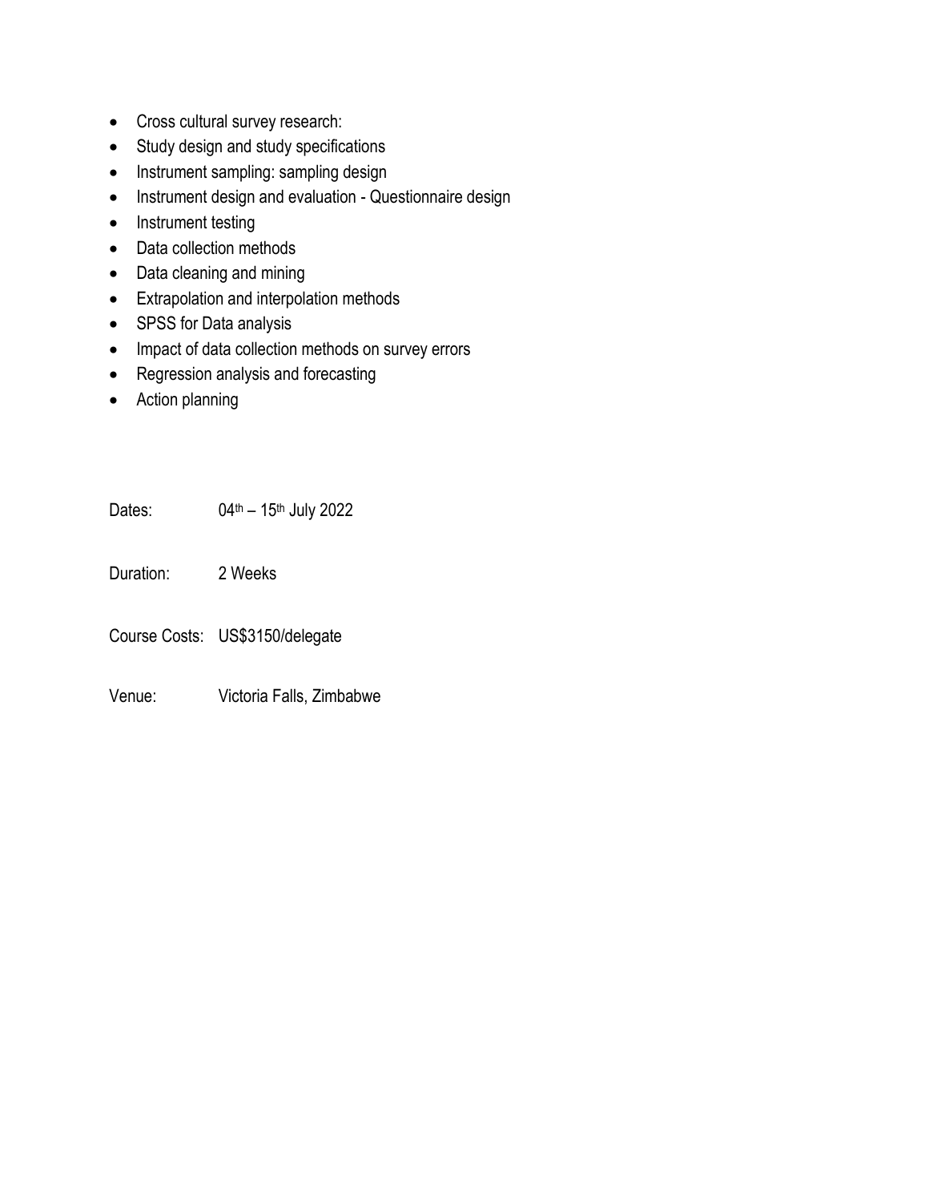- Cross cultural survey research:
- Study design and study specifications
- Instrument sampling: sampling design
- Instrument design and evaluation - Questionnaire design
- Instrument testing
- Data collection methods
- Data cleaning and mining
- Extrapolation and interpolation methods
- SPSS for Data analysis
- Impact of data collection methods on survey errors
- Regression analysis and forecasting
- Action planning

Dates: 04th – 15th July 2022

Duration: 2 Weeks

Course Costs: US$3150/delegate

Venue: Victoria Falls, Zimbabwe